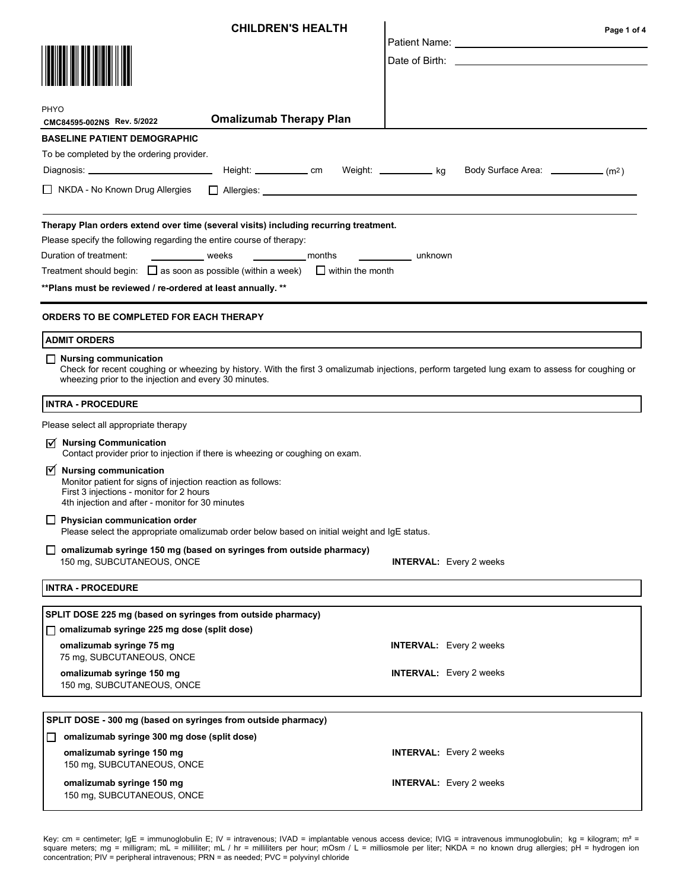# CHILDREN'S HEALTH

PHYO

CMC84595-002NS Rev. 5/2022

## Omalizumab Therapy Plan

Patient Name: ______________________________

Date of Birth: ______________________________

### BASELINE PATIENT DEMOGRAPHIC

To be completed by the ordering provider.

Diagnosis: ____________________ Height: __________ cm Weight: __________ kg Body Surface Area: __________ ($m^2$)

☐ NKDA - No Known Drug Allergies ☐ Allergies: ______________________________

**Therapy Plan orders extend over time (several visits) including recurring treatment.**

Please specify the following regarding the entire course of therapy:

Duration of treatment: __________ weeks __________ months __________ unknown

Treatment should begin: ☐ as soon as possible (within a week) ☐ within the month

**\*\*Plans must be reviewed / re-ordered at least annually. \*\***

### ORDERS TO BE COMPLETED FOR EACH THERAPY

#### ADMIT ORDERS

☐ **Nursing communication**
Check for recent coughing or wheezing by history. With the first 3 omalizumab injections, perform targeted lung exam to assess for coughing or wheezing prior to the injection and every 30 minutes.

#### INTRA - PROCEDURE

Please select all appropriate therapy

☑ **Nursing Communication**
Contact provider prior to injection if there is wheezing or coughing on exam.

☑ **Nursing communication**
Monitor patient for signs of injection reaction as follows:
First 3 injections - monitor for 2 hours
4th injection and after - monitor for 30 minutes

☐ **Physician communication order**
Please select the appropriate omalizumab order below based on initial weight and IgE status.

☐ **omalizumab syringe 150 mg (based on syringes from outside pharmacy)**
150 mg, SUBCUTANEOUS, ONCE — **INTERVAL:** Every 2 weeks

#### INTRA - PROCEDURE

**SPLIT DOSE 225 mg (based on syringes from outside pharmacy)**

☐ **omalizumab syringe 225 mg dose (split dose)**

**omalizumab syringe 75 mg**
75 mg, SUBCUTANEOUS, ONCE — **INTERVAL:** Every 2 weeks

**omalizumab syringe 150 mg**
150 mg, SUBCUTANEOUS, ONCE — **INTERVAL:** Every 2 weeks

**SPLIT DOSE - 300 mg (based on syringes from outside pharmacy)**

☐ **omalizumab syringe 300 mg dose (split dose)**

**omalizumab syringe 150 mg**
150 mg, SUBCUTANEOUS, ONCE — **INTERVAL:** Every 2 weeks

**omalizumab syringe 150 mg**
150 mg, SUBCUTANEOUS, ONCE — **INTERVAL:** Every 2 weeks

Key: cm = centimeter; IgE = immunoglobulin E; IV = intravenous; IVAD = implantable venous access device; IVIG = intravenous immunoglobulin; kg = kilogram; $m^2$ = square meters; mg = milligram; mL = milliliter; mL / hr = milliliters per hour; mOsm / L = milliosmole per liter; NKDA = no known drug allergies; pH = hydrogen ion concentration; PIV = peripheral intravenous; PRN = as needed; PVC = polyvinyl chloride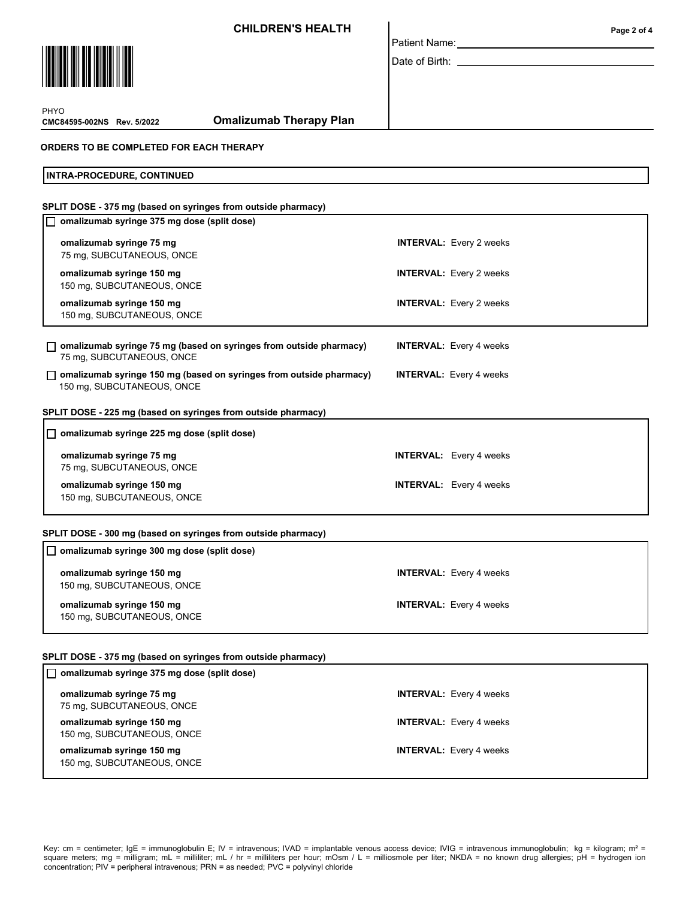**CHILDREN'S HEALTH**

PHYO
**CMC84595-002NS Rev. 5/2022**

**Omalizumab Therapy Plan**

Patient Name: ______________________

Date of Birth: ______________________

**ORDERS TO BE COMPLETED FOR EACH THERAPY**

**INTRA-PROCEDURE, CONTINUED**

**SPLIT DOSE - 375 mg (based on syringes from outside pharmacy)**

☐ **omalizumab syringe 375 mg dose (split dose)**

- **omalizumab syringe 75 mg** — **INTERVAL:** Every 2 weeks
  75 mg, SUBCUTANEOUS, ONCE
- **omalizumab syringe 150 mg** — **INTERVAL:** Every 2 weeks
  150 mg, SUBCUTANEOUS, ONCE
- **omalizumab syringe 150 mg** — **INTERVAL:** Every 2 weeks
  150 mg, SUBCUTANEOUS, ONCE

☐ **omalizumab syringe 75 mg (based on syringes from outside pharmacy)** — **INTERVAL:** Every 4 weeks
75 mg, SUBCUTANEOUS, ONCE

☐ **omalizumab syringe 150 mg (based on syringes from outside pharmacy)** — **INTERVAL:** Every 4 weeks
150 mg, SUBCUTANEOUS, ONCE

**SPLIT DOSE - 225 mg (based on syringes from outside pharmacy)**

☐ **omalizumab syringe 225 mg dose (split dose)**

- **omalizumab syringe 75 mg** — **INTERVAL:** Every 4 weeks
  75 mg, SUBCUTANEOUS, ONCE
- **omalizumab syringe 150 mg** — **INTERVAL:** Every 4 weeks
  150 mg, SUBCUTANEOUS, ONCE

**SPLIT DOSE - 300 mg (based on syringes from outside pharmacy)**

☐ **omalizumab syringe 300 mg dose (split dose)**

- **omalizumab syringe 150 mg** — **INTERVAL:** Every 4 weeks
  150 mg, SUBCUTANEOUS, ONCE
- **omalizumab syringe 150 mg** — **INTERVAL:** Every 4 weeks
  150 mg, SUBCUTANEOUS, ONCE

**SPLIT DOSE - 375 mg (based on syringes from outside pharmacy)**

☐ **omalizumab syringe 375 mg dose (split dose)**

- **omalizumab syringe 75 mg** — **INTERVAL:** Every 4 weeks
  75 mg, SUBCUTANEOUS, ONCE
- **omalizumab syringe 150 mg** — **INTERVAL:** Every 4 weeks
  150 mg, SUBCUTANEOUS, ONCE
- **omalizumab syringe 150 mg** — **INTERVAL:** Every 4 weeks
  150 mg, SUBCUTANEOUS, ONCE

Key: cm = centimeter; IgE = immunoglobulin E; IV = intravenous; IVAD = implantable venous access device; IVIG = intravenous immunoglobulin; kg = kilogram; $m^2$ = square meters; mg = milligram; mL = milliliter; mL / hr = milliliters per hour; mOsm / L = milliosmole per liter; NKDA = no known drug allergies; pH = hydrogen ion concentration; PIV = peripheral intravenous; PRN = as needed; PVC = polyvinyl chloride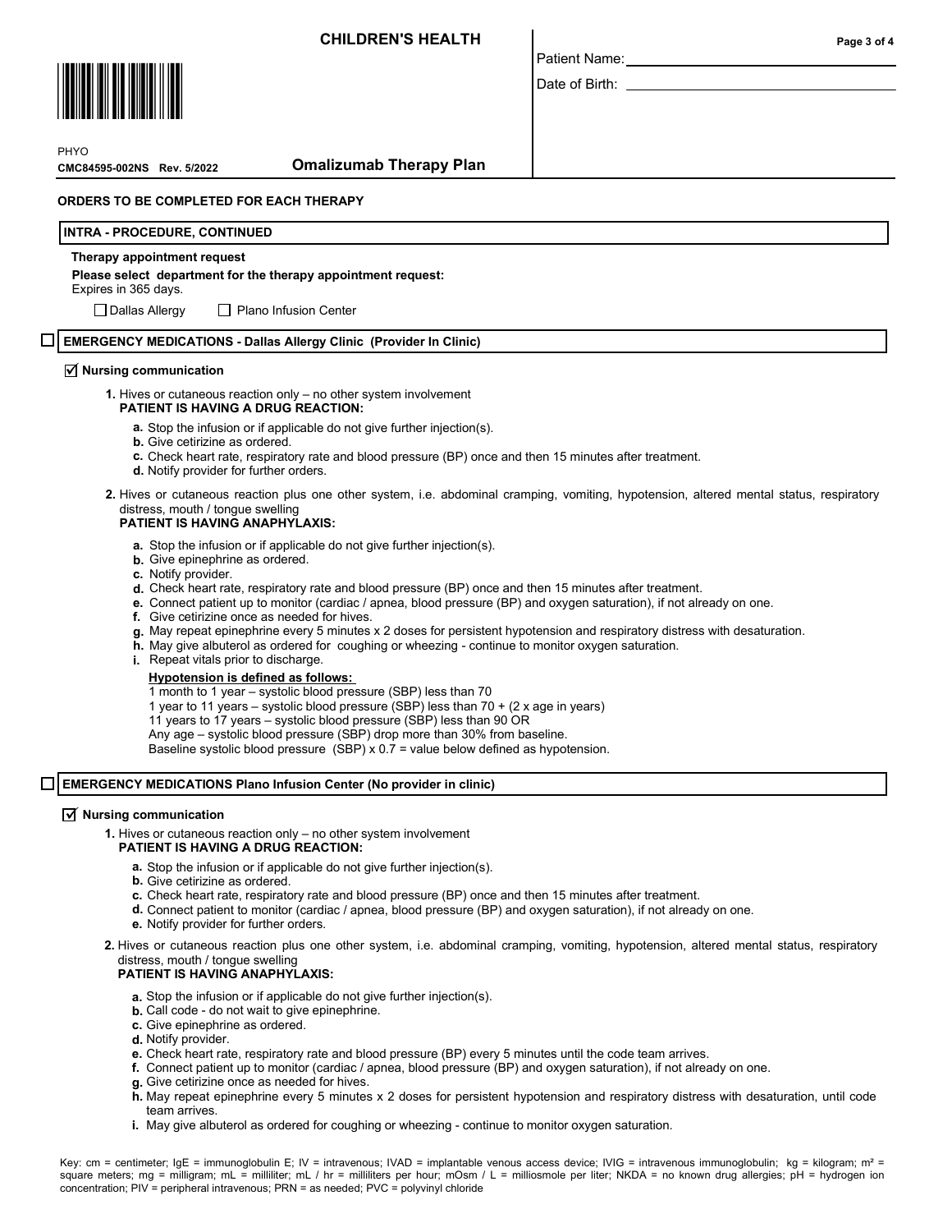**CHILDREN'S HEALTH**

Patient Name: \_\_\_\_\_\_\_\_\_\_\_\_\_\_\_\_\_\_\_\_

Date of Birth: \_\_\_\_\_\_\_\_\_\_\_\_\_\_\_\_\_\_\_\_

PHYO

CMC84595-002NS Rev. 5/2022

**Omalizumab Therapy Plan**

## ORDERS TO BE COMPLETED FOR EACH THERAPY

### INTRA - PROCEDURE, CONTINUED

**Therapy appointment request**

**Please select department for the therapy appointment request:**

Expires in 365 days.

☐ Dallas Allergy ☐ Plano Infusion Center

### ☐ EMERGENCY MEDICATIONS - Dallas Allergy Clinic (Provider In Clinic)

☑ **Nursing communication**

1. Hives or cutaneous reaction only – no other system involvement
   **PATIENT IS HAVING A DRUG REACTION:**
   - **a.** Stop the infusion or if applicable do not give further injection(s).
   - **b.** Give cetirizine as ordered.
   - **c.** Check heart rate, respiratory rate and blood pressure (BP) once and then 15 minutes after treatment.
   - **d.** Notify provider for further orders.
2. Hives or cutaneous reaction plus one other system, i.e. abdominal cramping, vomiting, hypotension, altered mental status, respiratory distress, mouth / tongue swelling
   **PATIENT IS HAVING ANAPHYLAXIS:**
   - **a.** Stop the infusion or if applicable do not give further injection(s).
   - **b.** Give epinephrine as ordered.
   - **c.** Notify provider.
   - **d.** Check heart rate, respiratory rate and blood pressure (BP) once and then 15 minutes after treatment.
   - **e.** Connect patient up to monitor (cardiac / apnea, blood pressure (BP) and oxygen saturation), if not already on one.
   - **f.** Give cetirizine once as needed for hives.
   - **g.** May repeat epinephrine every 5 minutes x 2 doses for persistent hypotension and respiratory distress with desaturation.
   - **h.** May give albuterol as ordered for coughing or wheezing - continue to monitor oxygen saturation.
   - **i.** Repeat vitals prior to discharge.

   **Hypotension is defined as follows:**
   1 month to 1 year – systolic blood pressure (SBP) less than 70
   1 year to 11 years – systolic blood pressure (SBP) less than 70 + (2 x age in years)
   11 years to 17 years – systolic blood pressure (SBP) less than 90 OR
   Any age – systolic blood pressure (SBP) drop more than 30% from baseline.
   Baseline systolic blood pressure (SBP) x 0.7 = value below defined as hypotension.

### ☐ EMERGENCY MEDICATIONS Plano Infusion Center (No provider in clinic)

☑ **Nursing communication**

1. Hives or cutaneous reaction only – no other system involvement
   **PATIENT IS HAVING A DRUG REACTION:**
   - **a.** Stop the infusion or if applicable do not give further injection(s).
   - **b.** Give cetirizine as ordered.
   - **c.** Check heart rate, respiratory rate and blood pressure (BP) once and then 15 minutes after treatment.
   - **d.** Connect patient to monitor (cardiac / apnea, blood pressure (BP) and oxygen saturation), if not already on one.
   - **e.** Notify provider for further orders.
2. Hives or cutaneous reaction plus one other system, i.e. abdominal cramping, vomiting, hypotension, altered mental status, respiratory distress, mouth / tongue swelling
   **PATIENT IS HAVING ANAPHYLAXIS:**
   - **a.** Stop the infusion or if applicable do not give further injection(s).
   - **b.** Call code - do not wait to give epinephrine.
   - **c.** Give epinephrine as ordered.
   - **d.** Notify provider.
   - **e.** Check heart rate, respiratory rate and blood pressure (BP) every 5 minutes until the code team arrives.
   - **f.** Connect patient up to monitor (cardiac / apnea, blood pressure (BP) and oxygen saturation), if not already on one.
   - **g.** Give cetirizine once as needed for hives.
   - **h.** May repeat epinephrine every 5 minutes x 2 doses for persistent hypotension and respiratory distress with desaturation, until code team arrives.
   - **i.** May give albuterol as ordered for coughing or wheezing - continue to monitor oxygen saturation.

Key: cm = centimeter; IgE = immunoglobulin E; IV = intravenous; IVAD = implantable venous access device; IVIG = intravenous immunoglobulin; kg = kilogram; $m^2$ = square meters; mg = milligram; mL = milliliter; mL / hr = milliliters per hour; mOsm / L = milliosmole per liter; NKDA = no known drug allergies; pH = hydrogen ion concentration; PIV = peripheral intravenous; PRN = as needed; PVC = polyvinyl chloride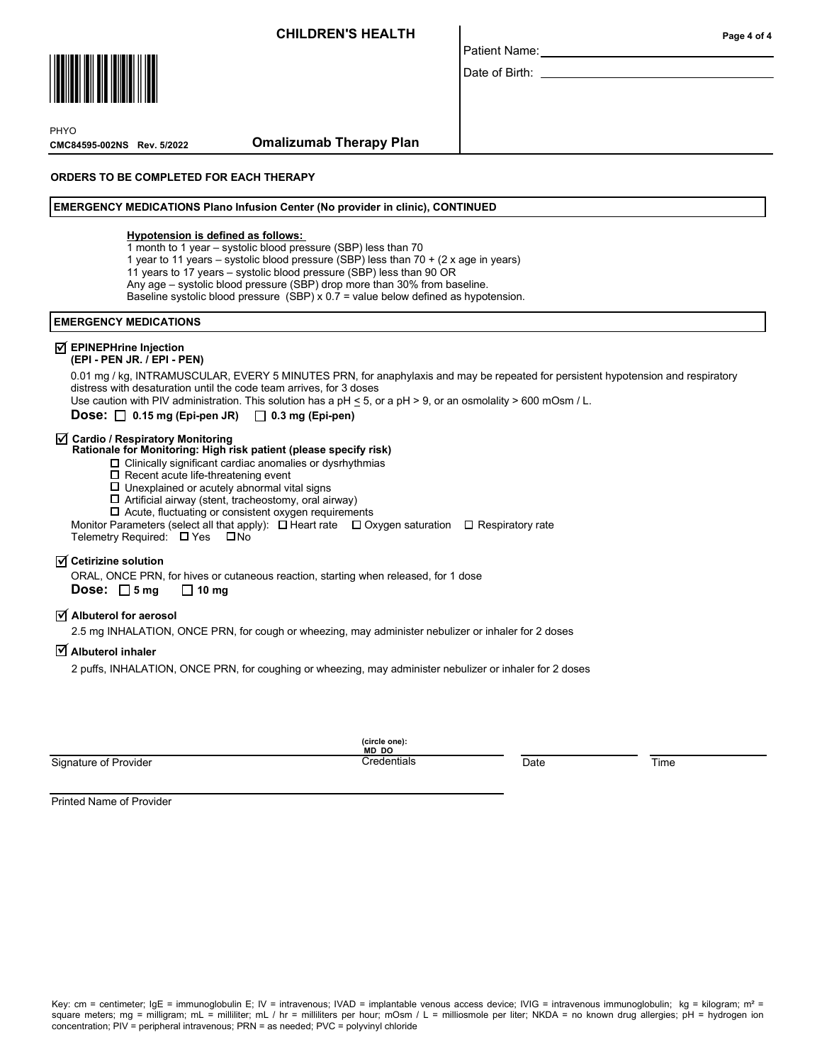**CHILDREN'S HEALTH**

Patient Name: \_\_\_\_\_\_\_\_\_\_\_\_\_\_\_\_\_\_\_\_\_\_\_\_\_\_\_\_\_\_

Date of Birth: \_\_\_\_\_\_\_\_\_\_\_\_\_\_\_\_\_\_\_\_\_\_\_\_\_\_\_\_\_\_

PHYO

**CMC84595-002NS Rev. 5/2022**

## Omalizumab Therapy Plan

**ORDERS TO BE COMPLETED FOR EACH THERAPY**

**EMERGENCY MEDICATIONS Plano Infusion Center (No provider in clinic), CONTINUED**

**Hypotension is defined as follows:**

1 month to 1 year – systolic blood pressure (SBP) less than 70
1 year to 11 years – systolic blood pressure (SBP) less than 70 + (2 x age in years)
11 years to 17 years – systolic blood pressure (SBP) less than 90 OR
Any age – systolic blood pressure (SBP) drop more than 30% from baseline.
Baseline systolic blood pressure (SBP) x 0.7 = value below defined as hypotension.

**EMERGENCY MEDICATIONS**

☑ **EPINEPHrine Injection (EPI - PEN JR. / EPI - PEN)**

0.01 mg / kg, INTRAMUSCULAR, EVERY 5 MINUTES PRN, for anaphylaxis and may be repeated for persistent hypotension and respiratory distress with desaturation until the code team arrives, for 3 doses
Use caution with PIV administration. This solution has a pH $\leq$ 5, or a pH > 9, or an osmolality > 600 mOsm / L.

**Dose:** ☐ **0.15 mg (Epi-pen JR)** ☐ **0.3 mg (Epi-pen)**

☑ **Cardio / Respiratory Monitoring**
**Rationale for Monitoring: High risk patient (please specify risk)**

- ☐ Clinically significant cardiac anomalies or dysrhythmias
- ☐ Recent acute life-threatening event
- ☐ Unexplained or acutely abnormal vital signs
- ☐ Artificial airway (stent, tracheostomy, oral airway)
- ☐ Acute, fluctuating or consistent oxygen requirements

Monitor Parameters (select all that apply): ☐ Heart rate ☐ Oxygen saturation ☐ Respiratory rate
Telemetry Required: ☐ Yes ☐ No

☑ **Cetirizine solution**

ORAL, ONCE PRN, for hives or cutaneous reaction, starting when released, for 1 dose

**Dose:** ☐ **5 mg** ☐ **10 mg**

☑ **Albuterol for aerosol**

2.5 mg INHALATION, ONCE PRN, for cough or wheezing, may administer nebulizer or inhaler for 2 doses

☑ **Albuterol inhaler**

2 puffs, INHALATION, ONCE PRN, for coughing or wheezing, may administer nebulizer or inhaler for 2 doses

\_\_\_\_\_\_\_\_\_\_\_\_\_\_\_\_\_\_\_\_\_\_\_\_\_\_\_\_\_\_ (circle one): MD DO \_\_\_\_\_\_\_\_\_\_\_\_\_\_\_\_ \_\_\_\_\_\_\_\_\_\_\_\_
Signature of Provider — Credentials — Date — Time

\_\_\_\_\_\_\_\_\_\_\_\_\_\_\_\_\_\_\_\_\_\_\_\_\_\_\_\_\_\_
Printed Name of Provider

Key: cm = centimeter; IgE = immunoglobulin E; IV = intravenous; IVAD = implantable venous access device; IVIG = intravenous immunoglobulin; kg = kilogram; $m^2$ = square meters; mg = milligram; mL = milliliter; mL / hr = milliliters per hour; mOsm / L = milliosmole per liter; NKDA = no known drug allergies; pH = hydrogen ion concentration; PIV = peripheral intravenous; PRN = as needed; PVC = polyvinyl chloride